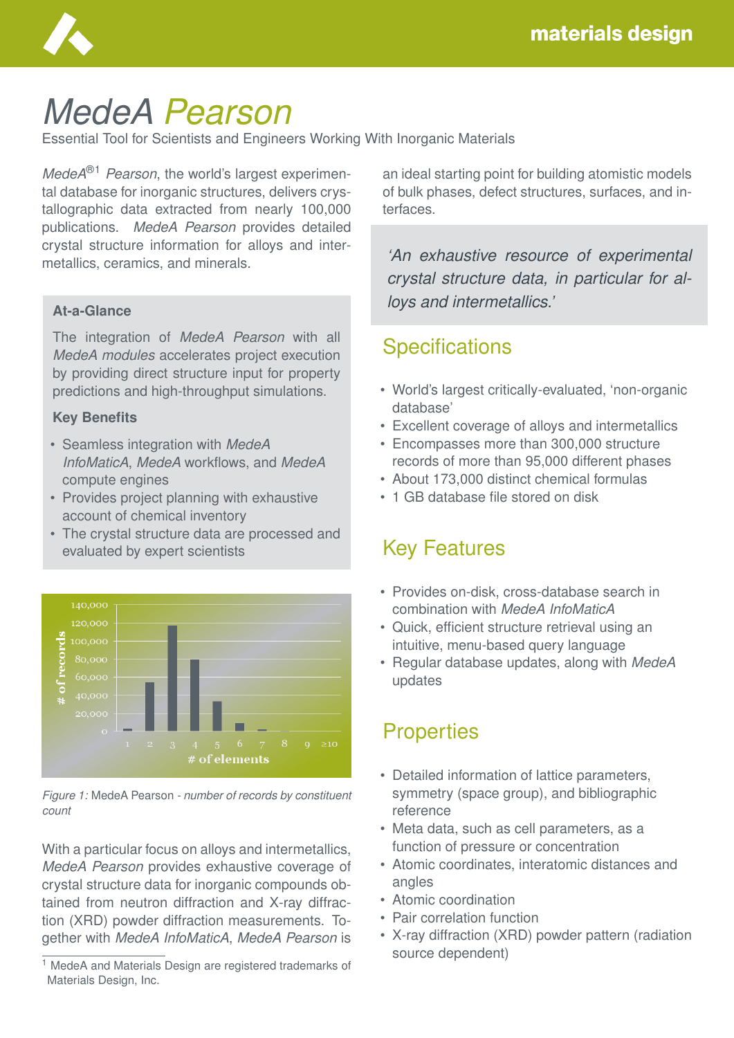# MedeA Pearson

Essential Tool for Scientists and Engineers Working With Inorganic Materials

*MedeA*®[1] *Pearson*, the world's largest experimental database for inorganic structures, delivers crystallographic data extracted from nearly 100,000 publications. *MedeA Pearson* provides detailed crystal structure information for alloys and intermetallics, ceramics, and minerals.

### At-a-Glance

The integration of *MedeA Pearson* with all *MedeA modules* accelerates project execution by providing direct structure input for property predictions and high-throughput simulations.

### Key Benefits

- Seamless integration with *MedeA InfoMaticA*, *MedeA* workflows, and *MedeA* compute engines
- Provides project planning with exhaustive account of chemical inventory
- The crystal structure data are processed and evaluated by expert scientists

140,000
120,000
100,000
80,000
60,000
40,000
20,000
0
\# of records
1 2 3 4 5 6 7 8 9 ≥10
\# of elements

*Figure 1:* MedeA Pearson - *number of records by constituent count*

With a particular focus on alloys and intermetallics, *MedeA Pearson* provides exhaustive coverage of crystal structure data for inorganic compounds obtained from neutron diffraction and X-ray diffraction (XRD) powder diffraction measurements. Together with *MedeA InfoMaticA*, *MedeA Pearson* is an ideal starting point for building atomistic models of bulk phases, defect structures, surfaces, and interfaces.

> *'An exhaustive resource of experimental crystal structure data, in particular for alloys and intermetallics.'*

## Specifications

- World's largest critically-evaluated, 'non-organic database'
- Excellent coverage of alloys and intermetallics
- Encompasses more than 300,000 structure records of more than 95,000 different phases
- About 173,000 distinct chemical formulas
- 1 GB database file stored on disk

## Key Features

- Provides on-disk, cross-database search in combination with *MedeA InfoMaticA*
- Quick, efficient structure retrieval using an intuitive, menu-based query language
- Regular database updates, along with *MedeA* updates

## Properties

- Detailed information of lattice parameters, symmetry (space group), and bibliographic reference
- Meta data, such as cell parameters, as a function of pressure or concentration
- Atomic coordinates, interatomic distances and angles
- Atomic coordination
- Pair correlation function
- X-ray diffraction (XRD) powder pattern (radiation source dependent)

[1] MedeA and Materials Design are registered trademarks of Materials Design, Inc.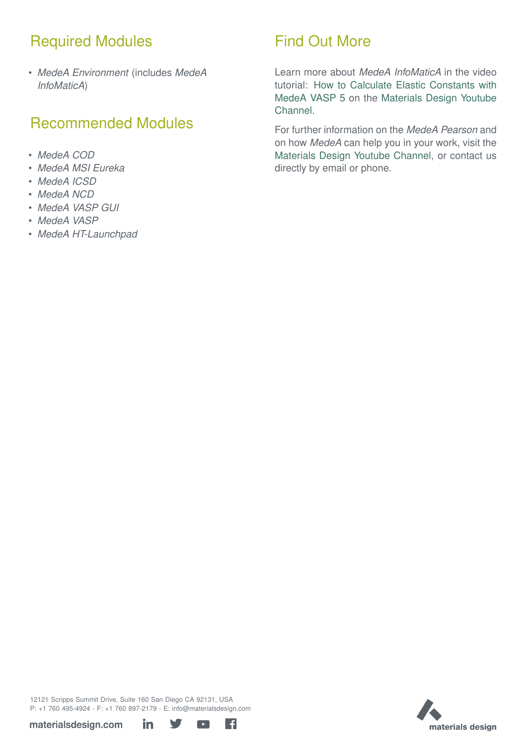## Required Modules

- *MedeA Environment* (includes *MedeA InfoMaticA*)

## Recommended Modules

- *MedeA COD*
- *MedeA MSI Eureka*
- *MedeA ICSD*
- *MedeA NCD*
- *MedeA VASP GUI*
- *MedeA VASP*
- *MedeA HT-Launchpad*

## Find Out More

Learn more about *MedeA InfoMaticA* in the video tutorial: How to Calculate Elastic Constants with MedeA VASP 5 on the Materials Design Youtube Channel.

For further information on the *MedeA Pearson* and on how *MedeA* can help you in your work, visit the Materials Design Youtube Channel, or contact us directly by email or phone.

12121 Scripps Summit Drive, Suite 160 San Diego CA 92131, USA
P: +1 760 495-4924 - F: +1 760 897-2179 - E: info@materialsdesign.com

materialsdesign.com